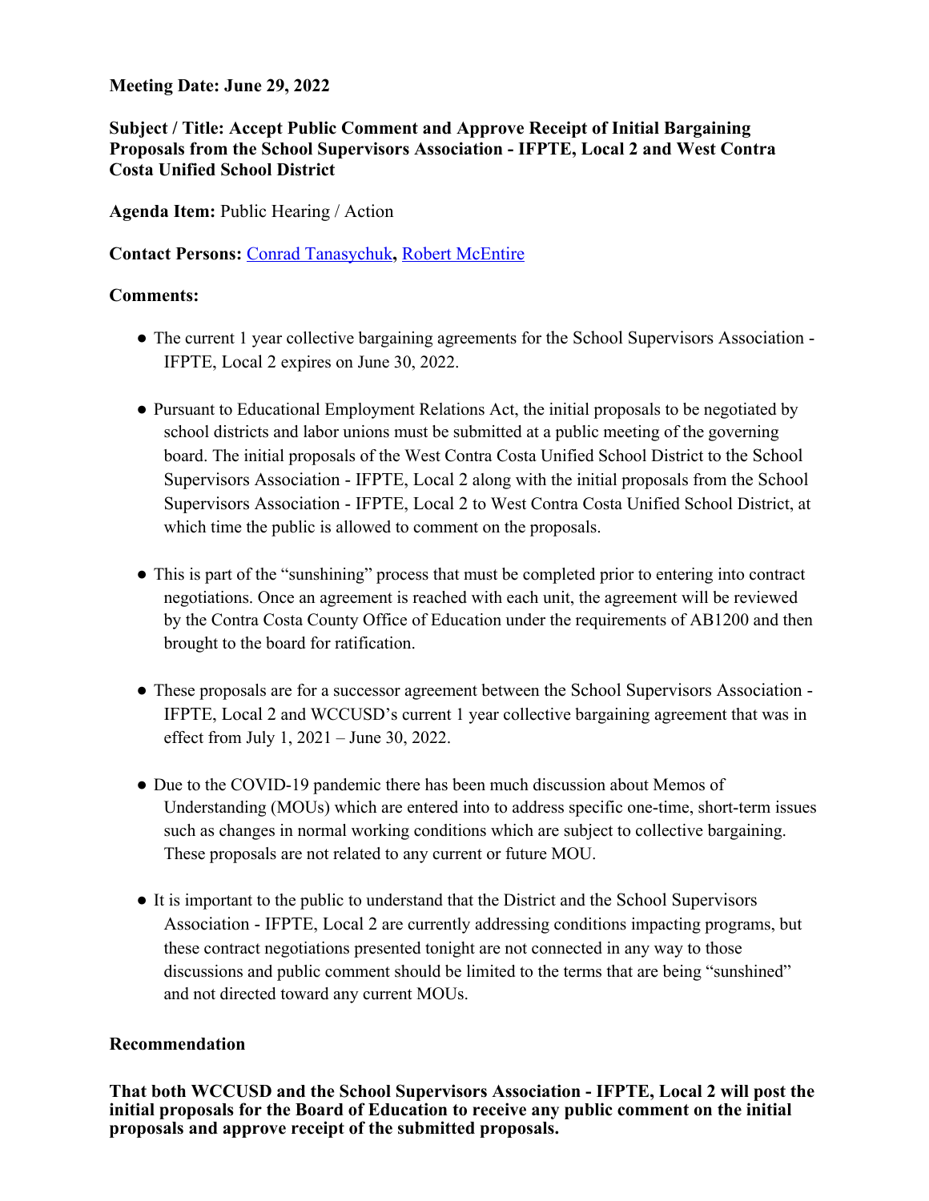**Meeting Date: June 29, 2022**

**Subject / Title: Accept Public Comment and Approve Receipt of Initial Bargaining Proposals from the School Supervisors Association - IFPTE, Local 2 and West Contra Costa Unified School District**

**Agenda Item:** Public Hearing / Action

**Contact Persons:** Conrad Tanasychuk**,** Robert McEntire

**Comments:**

- The current 1 year collective bargaining agreements for the School Supervisors Association - IFPTE, Local 2 expires on June 30, 2022.
- Pursuant to Educational Employment Relations Act, the initial proposals to be negotiated by school districts and labor unions must be submitted at a public meeting of the governing board. The initial proposals of the West Contra Costa Unified School District to the School Supervisors Association - IFPTE, Local 2 along with the initial proposals from the School Supervisors Association - IFPTE, Local 2 to West Contra Costa Unified School District, at which time the public is allowed to comment on the proposals.
- This is part of the "sunshining" process that must be completed prior to entering into contract negotiations. Once an agreement is reached with each unit, the agreement will be reviewed by the Contra Costa County Office of Education under the requirements of AB1200 and then brought to the board for ratification.
- These proposals are for a successor agreement between the School Supervisors Association - IFPTE, Local 2 and WCCUSD's current 1 year collective bargaining agreement that was in effect from July 1, 2021 – June 30, 2022.
- Due to the COVID-19 pandemic there has been much discussion about Memos of Understanding (MOUs) which are entered into to address specific one-time, short-term issues such as changes in normal working conditions which are subject to collective bargaining. These proposals are not related to any current or future MOU.
- It is important to the public to understand that the District and the School Supervisors Association - IFPTE, Local 2 are currently addressing conditions impacting programs, but these contract negotiations presented tonight are not connected in any way to those discussions and public comment should be limited to the terms that are being "sunshined" and not directed toward any current MOUs.

**Recommendation**

**That both WCCUSD and the School Supervisors Association - IFPTE, Local 2 will post the initial proposals for the Board of Education to receive any public comment on the initial proposals and approve receipt of the submitted proposals.**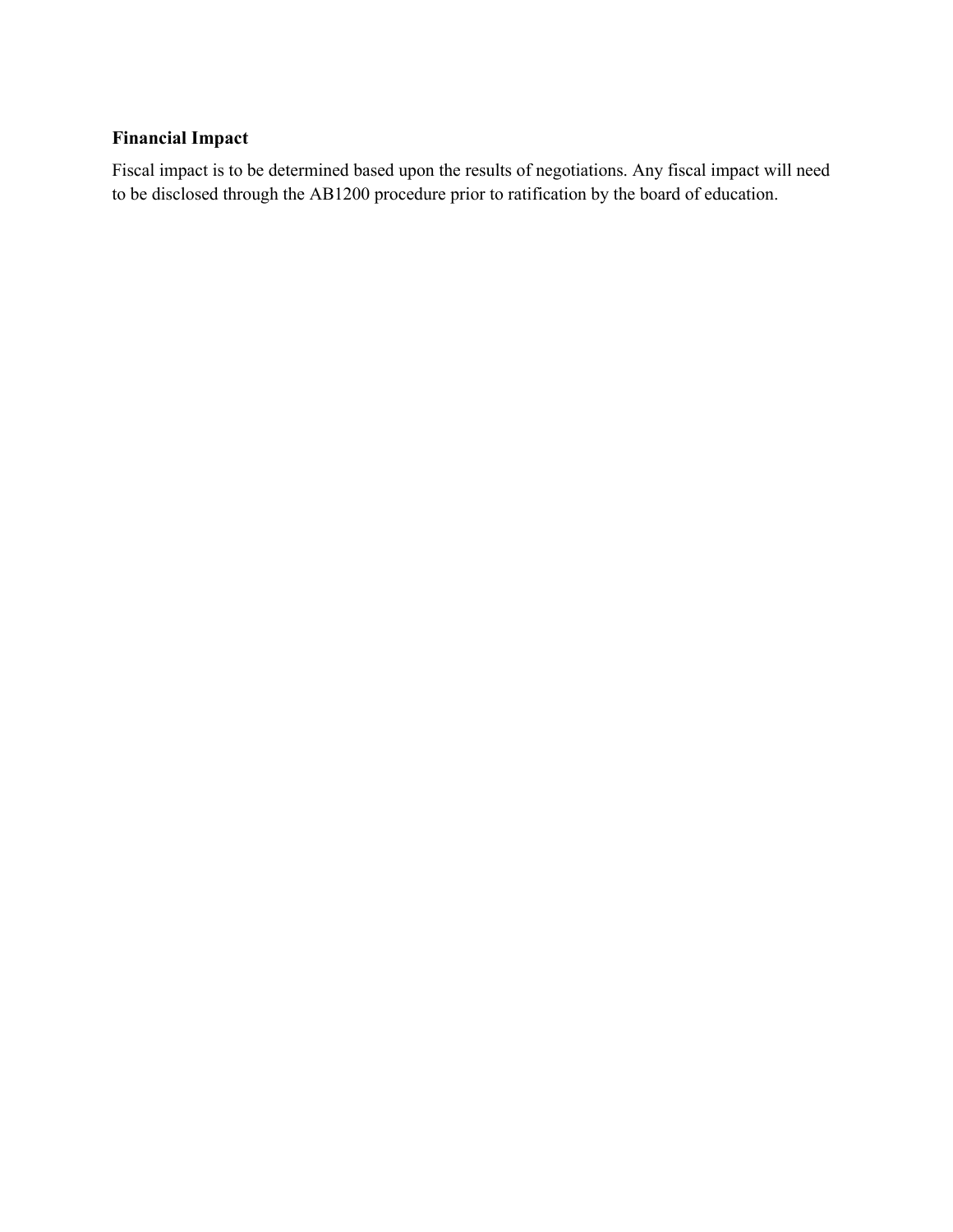**Financial Impact**

Fiscal impact is to be determined based upon the results of negotiations. Any fiscal impact will need to be disclosed through the AB1200 procedure prior to ratification by the board of education.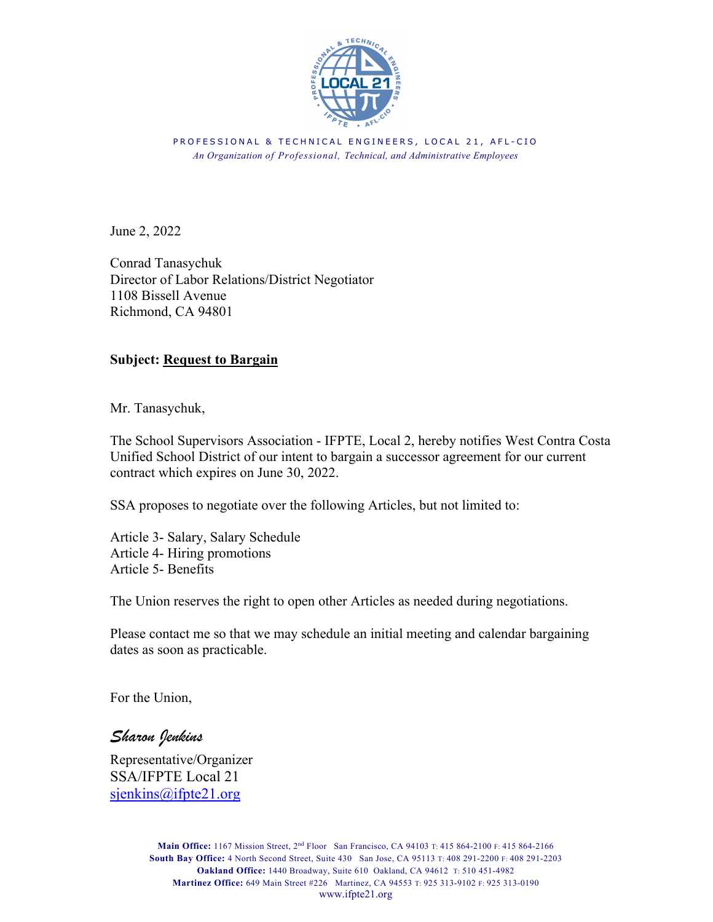PROFESSIONAL & TECHNICAL ENGINEERS, LOCAL 21, AFL-CIO

*An Organization of Professional, Technical, and Administrative Employees*

June 2, 2022

Conrad Tanasychuk
Director of Labor Relations/District Negotiator
1108 Bissell Avenue
Richmond, CA 94801

**Subject: Request to Bargain**

Mr. Tanasychuk,

The School Supervisors Association - IFPTE, Local 2, hereby notifies West Contra Costa Unified School District of our intent to bargain a successor agreement for our current contract which expires on June 30, 2022.

SSA proposes to negotiate over the following Articles, but not limited to:

Article 3- Salary, Salary Schedule
Article 4- Hiring promotions
Article 5- Benefits

The Union reserves the right to open other Articles as needed during negotiations.

Please contact me so that we may schedule an initial meeting and calendar bargaining dates as soon as practicable.

For the Union,

*Sharon Jenkins*

Representative/Organizer
SSA/IFPTE Local 21
sjenkins@ifpte21.org

**Main Office:** 1167 Mission Street, 2nd Floor San Francisco, CA 94103 T: 415 864-2100 F: 415 864-2166
**South Bay Office:** 4 North Second Street, Suite 430 San Jose, CA 95113 T: 408 291-2200 F: 408 291-2203
**Oakland Office:** 1440 Broadway, Suite 610 Oakland, CA 94612 T: 510 451-4982
**Martinez Office:** 649 Main Street #226 Martinez, CA 94553 T: 925 313-9102 F: 925 313-0190
www.ifpte21.org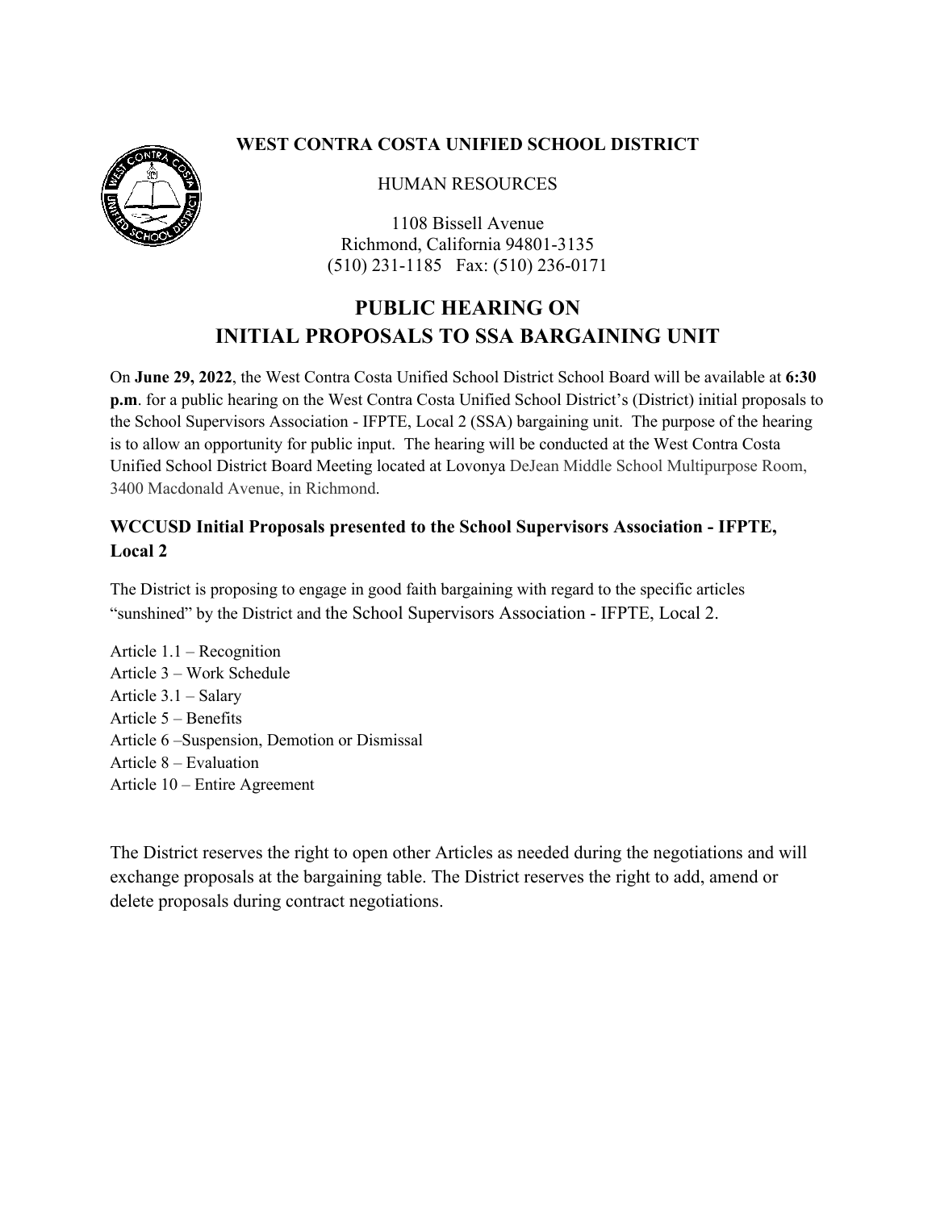**WEST CONTRA COSTA UNIFIED SCHOOL DISTRICT**

HUMAN RESOURCES

1108 Bissell Avenue
Richmond, California 94801-3135
(510) 231-1185 Fax: (510) 236-0171

# PUBLIC HEARING ON INITIAL PROPOSALS TO SSA BARGAINING UNIT

On **June 29, 2022**, the West Contra Costa Unified School District School Board will be available at **6:30 p.m**. for a public hearing on the West Contra Costa Unified School District's (District) initial proposals to the School Supervisors Association - IFPTE, Local 2 (SSA) bargaining unit. The purpose of the hearing is to allow an opportunity for public input. The hearing will be conducted at the West Contra Costa Unified School District Board Meeting located at Lovonya DeJean Middle School Multipurpose Room, 3400 Macdonald Avenue, in Richmond.

### WCCUSD Initial Proposals presented to the School Supervisors Association - IFPTE, Local 2

The District is proposing to engage in good faith bargaining with regard to the specific articles "sunshined" by the District and the School Supervisors Association - IFPTE, Local 2.

Article 1.1 – Recognition
Article 3 – Work Schedule
Article 3.1 – Salary
Article 5 – Benefits
Article 6 –Suspension, Demotion or Dismissal
Article 8 – Evaluation
Article 10 – Entire Agreement

The District reserves the right to open other Articles as needed during the negotiations and will exchange proposals at the bargaining table. The District reserves the right to add, amend or delete proposals during contract negotiations.